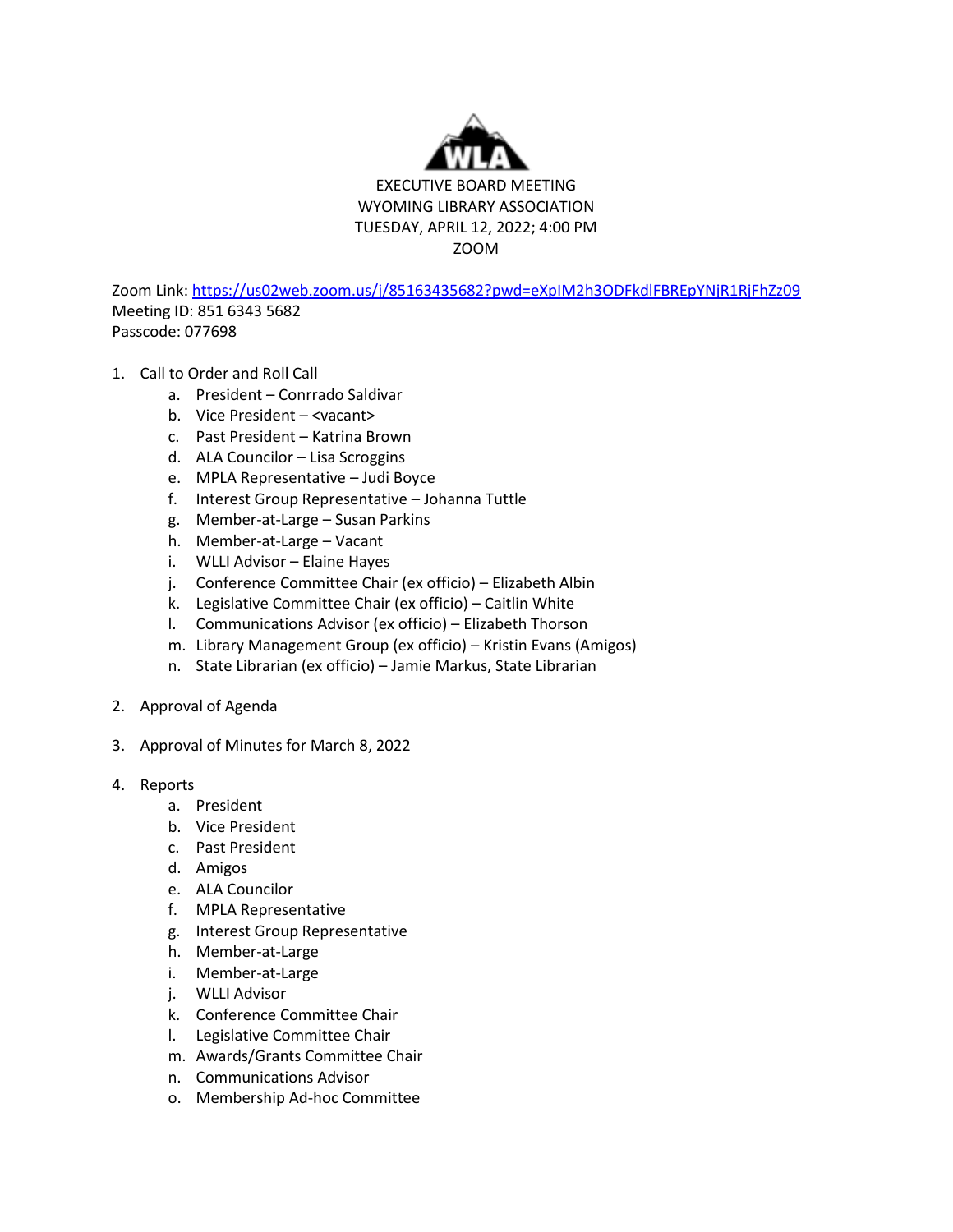EXECUTIVE BOARD MEETING
WYOMING LIBRARY ASSOCIATION
TUESDAY, APRIL 12, 2022; 4:00 PM
ZOOM

Zoom Link: https://us02web.zoom.us/j/85163435682?pwd=eXpIM2h3ODFkdlFBREpYNjR1RjFhZz09
Meeting ID: 851 6343 5682
Passcode: 077698

1. Call to Order and Roll Call
   a. President – Conrrado Saldivar
   b. Vice President – <vacant>
   c. Past President – Katrina Brown
   d. ALA Councilor – Lisa Scroggins
   e. MPLA Representative – Judi Boyce
   f. Interest Group Representative – Johanna Tuttle
   g. Member-at-Large – Susan Parkins
   h. Member-at-Large – Vacant
   i. WLLI Advisor – Elaine Hayes
   j. Conference Committee Chair (ex officio) – Elizabeth Albin
   k. Legislative Committee Chair (ex officio) – Caitlin White
   l. Communications Advisor (ex officio) – Elizabeth Thorson
   m. Library Management Group (ex officio) – Kristin Evans (Amigos)
   n. State Librarian (ex officio) – Jamie Markus, State Librarian

2. Approval of Agenda

3. Approval of Minutes for March 8, 2022

4. Reports
   a. President
   b. Vice President
   c. Past President
   d. Amigos
   e. ALA Councilor
   f. MPLA Representative
   g. Interest Group Representative
   h. Member-at-Large
   i. Member-at-Large
   j. WLLI Advisor
   k. Conference Committee Chair
   l. Legislative Committee Chair
   m. Awards/Grants Committee Chair
   n. Communications Advisor
   o. Membership Ad-hoc Committee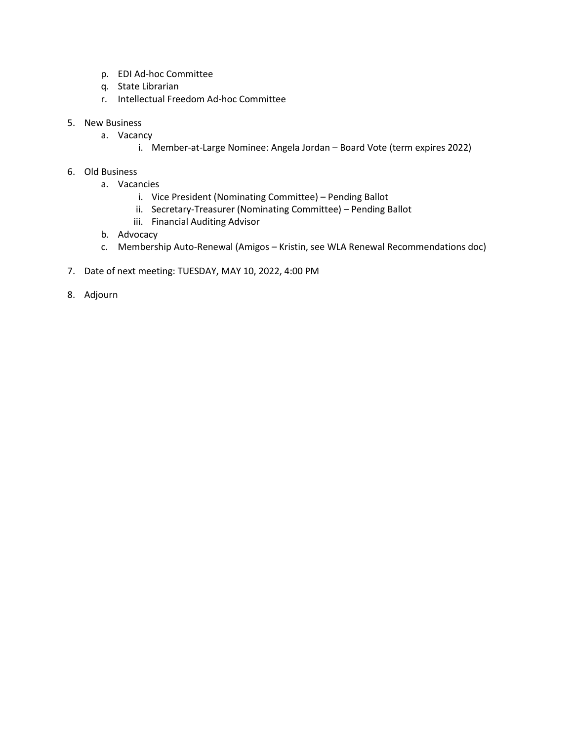p. EDI Ad-hoc Committee
q. State Librarian
r. Intellectual Freedom Ad-hoc Committee

5. New Business
    a. Vacancy
        i. Member-at-Large Nominee: Angela Jordan – Board Vote (term expires 2022)

6. Old Business
    a. Vacancies
        i. Vice President (Nominating Committee) – Pending Ballot
        ii. Secretary-Treasurer (Nominating Committee) – Pending Ballot
        iii. Financial Auditing Advisor
    b. Advocacy
    c. Membership Auto-Renewal (Amigos – Kristin, see WLA Renewal Recommendations doc)

7. Date of next meeting: TUESDAY, MAY 10, 2022, 4:00 PM

8. Adjourn